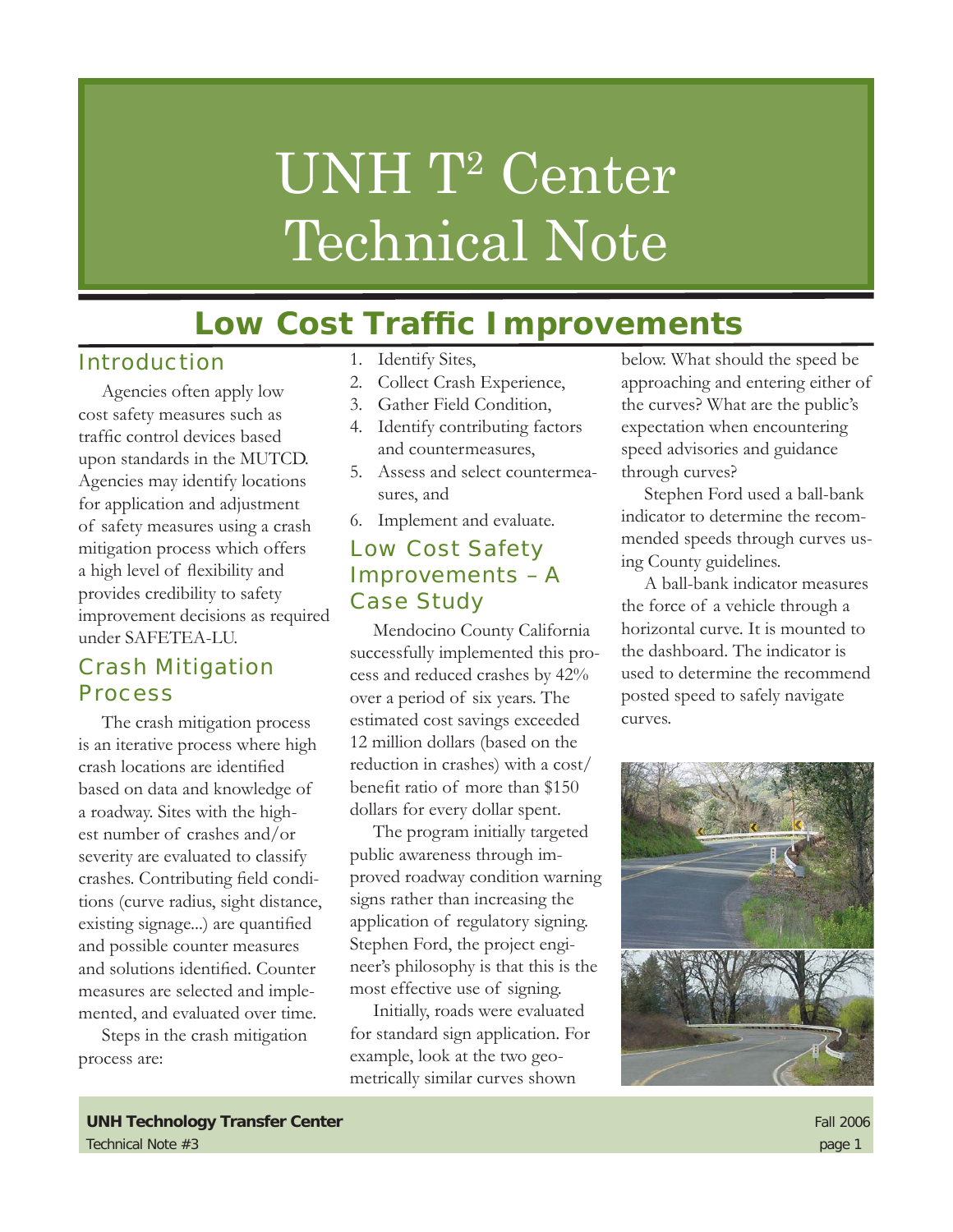# UNH T² Center Technical Note

## Low Cost Traffic Improvements

### Introduction

Agencies often apply low cost safety measures such as traffic control devices based upon standards in the MUTCD. Agencies may identify locations for application and adjustment of safety measures using a crash mitigation process which offers a high level of flexibility and provides credibility to safety improvement decisions as required under SAFETEA-LU.

### Crash Mitigation Process

The crash mitigation process is an iterative process where high crash locations are identified based on data and knowledge of a roadway. Sites with the highest number of crashes and/or severity are evaluated to classify crashes. Contributing field conditions (curve radius, sight distance, existing signage...) are quantified and possible counter measures and solutions identified. Counter measures are selected and implemented, and evaluated over time.

Steps in the crash mitigation process are:

1. Identify Sites,
2. Collect Crash Experience,
3. Gather Field Condition,
4. Identify contributing factors and countermeasures,
5. Assess and select countermeasures, and
6. Implement and evaluate.

### Low Cost Safety Improvements – A Case Study

Mendocino County California successfully implemented this process and reduced crashes by 42% over a period of six years. The estimated cost savings exceeded 12 million dollars (based on the reduction in crashes) with a cost/benefit ratio of more than $150 dollars for every dollar spent.

The program initially targeted public awareness through improved roadway condition warning signs rather than increasing the application of regulatory signing. Stephen Ford, the project engineer's philosophy is that this is the most effective use of signing.

Initially, roads were evaluated for standard sign application. For example, look at the two geometrically similar curves shown below. What should the speed be approaching and entering either of the curves? What are the public's expectation when encountering speed advisories and guidance through curves?

Stephen Ford used a ball-bank indicator to determine the recommended speeds through curves using County guidelines.

A ball-bank indicator measures the force of a vehicle through a horizontal curve. It is mounted to the dashboard. The indicator is used to determine the recommend posted speed to safely navigate curves.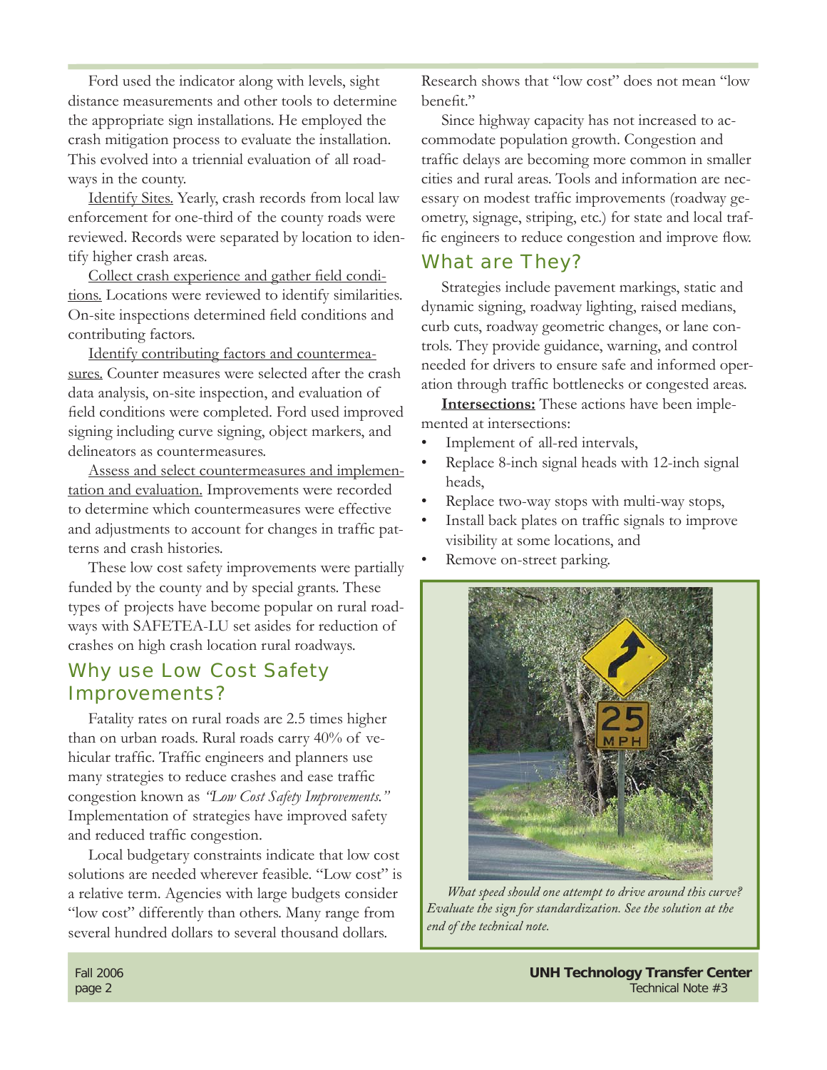Ford used the indicator along with levels, sight distance measurements and other tools to determine the appropriate sign installations. He employed the crash mitigation process to evaluate the installation. This evolved into a triennial evaluation of all roadways in the county.

Identify Sites. Yearly, crash records from local law enforcement for one-third of the county roads were reviewed. Records were separated by location to identify higher crash areas.

Collect crash experience and gather field conditions. Locations were reviewed to identify similarities. On-site inspections determined field conditions and contributing factors.

Identify contributing factors and countermeasures. Counter measures were selected after the crash data analysis, on-site inspection, and evaluation of field conditions were completed. Ford used improved signing including curve signing, object markers, and delineators as countermeasures.

Assess and select countermeasures and implementation and evaluation. Improvements were recorded to determine which countermeasures were effective and adjustments to account for changes in traffic patterns and crash histories.

These low cost safety improvements were partially funded by the county and by special grants. These types of projects have become popular on rural roadways with SAFETEA-LU set asides for reduction of crashes on high crash location rural roadways.

## Why use Low Cost Safety Improvements?

Fatality rates on rural roads are 2.5 times higher than on urban roads. Rural roads carry 40% of vehicular traffic. Traffic engineers and planners use many strategies to reduce crashes and ease traffic congestion known as *"Low Cost Safety Improvements."* Implementation of strategies have improved safety and reduced traffic congestion.

Local budgetary constraints indicate that low cost solutions are needed wherever feasible. "Low cost" is a relative term. Agencies with large budgets consider "low cost" differently than others. Many range from several hundred dollars to several thousand dollars. Research shows that "low cost" does not mean "low benefit."

Since highway capacity has not increased to accommodate population growth. Congestion and traffic delays are becoming more common in smaller cities and rural areas. Tools and information are necessary on modest traffic improvements (roadway geometry, signage, striping, etc.) for state and local traffic engineers to reduce congestion and improve flow.

## What are They?

Strategies include pavement markings, static and dynamic signing, roadway lighting, raised medians, curb cuts, roadway geometric changes, or lane controls. They provide guidance, warning, and control needed for drivers to ensure safe and informed operation through traffic bottlenecks or congested areas.

**Intersections:** These actions have been implemented at intersections:

- Implement of all-red intervals,
- Replace 8-inch signal heads with 12-inch signal heads,
- Replace two-way stops with multi-way stops,
- Install back plates on traffic signals to improve visibility at some locations, and
- Remove on-street parking.

*What speed should one attempt to drive around this curve? Evaluate the sign for standardization. See the solution at the end of the technical note.*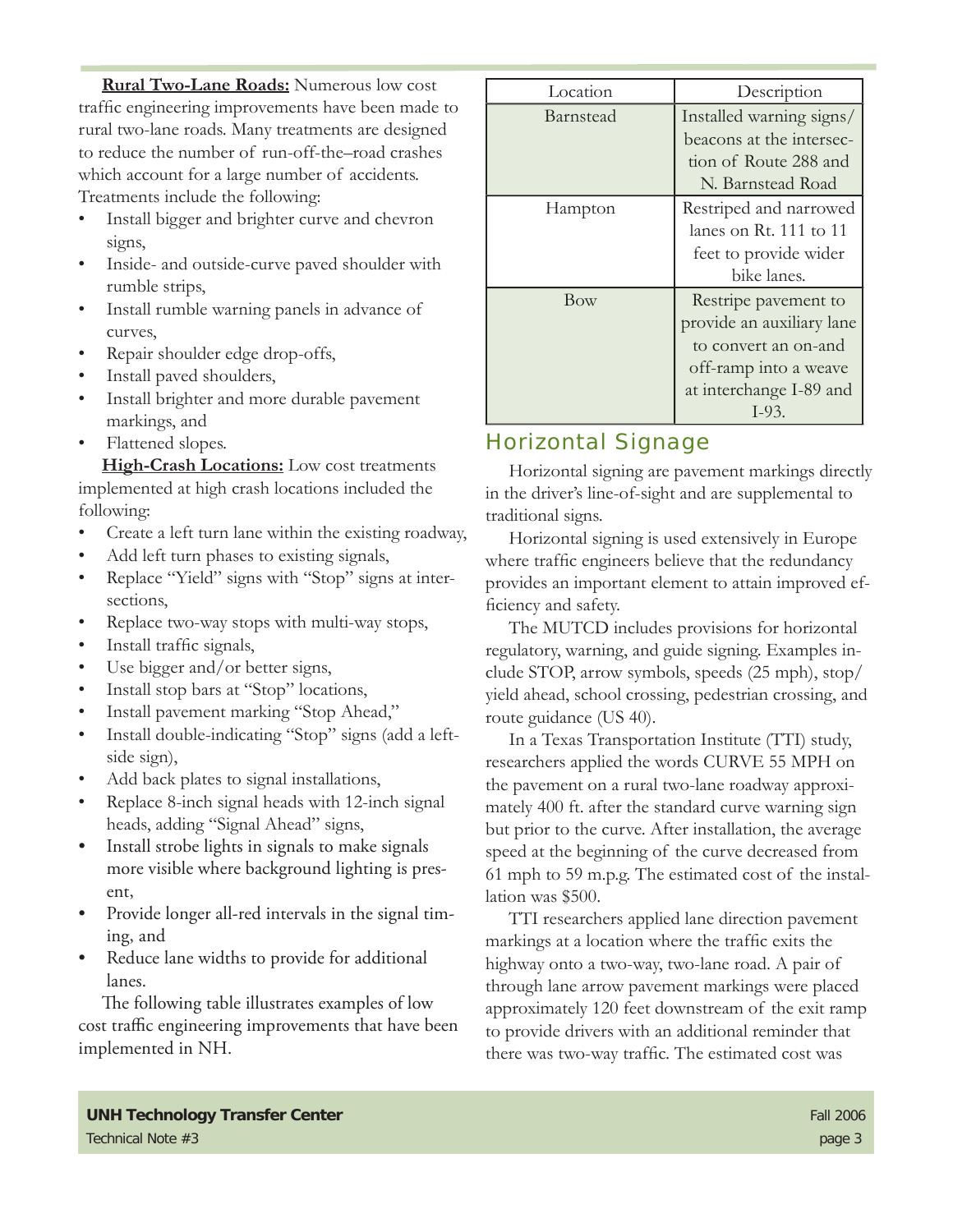**Rural Two-Lane Roads:** Numerous low cost traffic engineering improvements have been made to rural two-lane roads. Many treatments are designed to reduce the number of run-off-the–road crashes which account for a large number of accidents. Treatments include the following:

- Install bigger and brighter curve and chevron signs,
- Inside- and outside-curve paved shoulder with rumble strips,
- Install rumble warning panels in advance of curves,
- Repair shoulder edge drop-offs,
- Install paved shoulders,
- Install brighter and more durable pavement markings, and
- Flattened slopes.

**High-Crash Locations:** Low cost treatments implemented at high crash locations included the following:

- Create a left turn lane within the existing roadway,
- Add left turn phases to existing signals,
- Replace "Yield" signs with "Stop" signs at intersections,
- Replace two-way stops with multi-way stops,
- Install traffic signals,
- Use bigger and/or better signs,
- Install stop bars at "Stop" locations,
- Install pavement marking "Stop Ahead,"
- Install double-indicating "Stop" signs (add a left-side sign),
- Add back plates to signal installations,
- Replace 8-inch signal heads with 12-inch signal heads, adding "Signal Ahead" signs,
- Install strobe lights in signals to make signals more visible where background lighting is present,
- Provide longer all-red intervals in the signal timing, and
- Reduce lane widths to provide for additional lanes.

The following table illustrates examples of low cost traffic engineering improvements that have been implemented in NH.

| Location | Description |
|---|---|
| Barnstead | Installed warning signs/ beacons at the intersection of Route 288 and N. Barnstead Road |
| Hampton | Restriped and narrowed lanes on Rt. 111 to 11 feet to provide wider bike lanes. |
| Bow | Restripe pavement to provide an auxiliary lane to convert an on-and off-ramp into a weave at interchange I-89 and I-93. |

## Horizontal Signage

Horizontal signing are pavement markings directly in the driver's line-of-sight and are supplemental to traditional signs.

Horizontal signing is used extensively in Europe where traffic engineers believe that the redundancy provides an important element to attain improved efficiency and safety.

The MUTCD includes provisions for horizontal regulatory, warning, and guide signing. Examples include STOP, arrow symbols, speeds (25 mph), stop/yield ahead, school crossing, pedestrian crossing, and route guidance (US 40).

In a Texas Transportation Institute (TTI) study, researchers applied the words CURVE 55 MPH on the pavement on a rural two-lane roadway approximately 400 ft. after the standard curve warning sign but prior to the curve. After installation, the average speed at the beginning of the curve decreased from 61 mph to 59 m.p.g. The estimated cost of the installation was $500.

TTI researchers applied lane direction pavement markings at a location where the traffic exits the highway onto a two-way, two-lane road. A pair of through lane arrow pavement markings were placed approximately 120 feet downstream of the exit ramp to provide drivers with an additional reminder that there was two-way traffic. The estimated cost was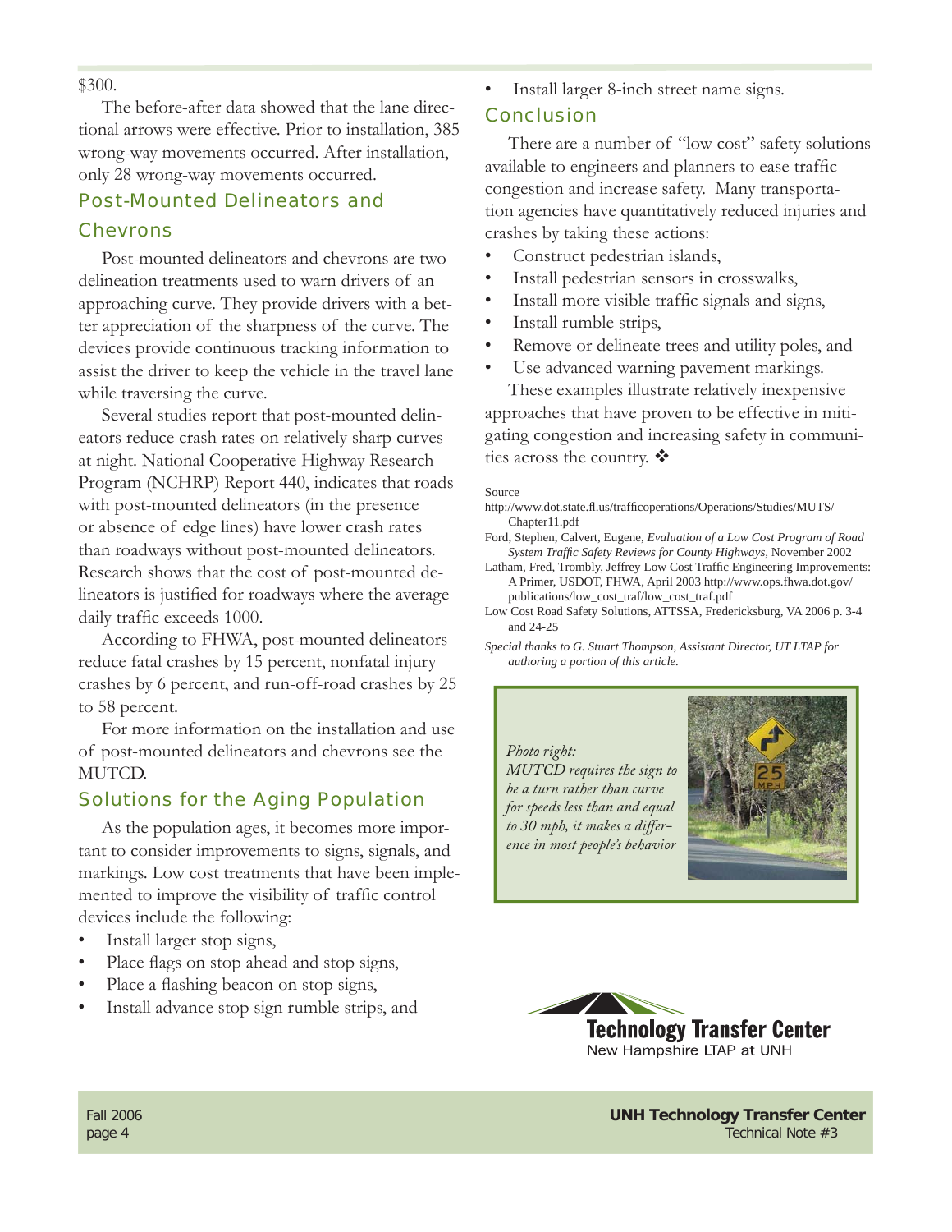$300.

The before-after data showed that the lane directional arrows were effective. Prior to installation, 385 wrong-way movements occurred. After installation, only 28 wrong-way movements occurred.

## Post-Mounted Delineators and Chevrons

Post-mounted delineators and chevrons are two delineation treatments used to warn drivers of an approaching curve. They provide drivers with a better appreciation of the sharpness of the curve. The devices provide continuous tracking information to assist the driver to keep the vehicle in the travel lane while traversing the curve.

Several studies report that post-mounted delineators reduce crash rates on relatively sharp curves at night. National Cooperative Highway Research Program (NCHRP) Report 440, indicates that roads with post-mounted delineators (in the presence or absence of edge lines) have lower crash rates than roadways without post-mounted delineators. Research shows that the cost of post-mounted delineators is justified for roadways where the average daily traffic exceeds 1000.

According to FHWA, post-mounted delineators reduce fatal crashes by 15 percent, nonfatal injury crashes by 6 percent, and run-off-road crashes by 25 to 58 percent.

For more information on the installation and use of post-mounted delineators and chevrons see the MUTCD.

## Solutions for the Aging Population

As the population ages, it becomes more important to consider improvements to signs, signals, and markings. Low cost treatments that have been implemented to improve the visibility of traffic control devices include the following:

- Install larger stop signs,
- Place flags on stop ahead and stop signs,
- Place a flashing beacon on stop signs,
- Install advance stop sign rumble strips, and
- Install larger 8-inch street name signs.

## Conclusion

There are a number of "low cost" safety solutions available to engineers and planners to ease traffic congestion and increase safety. Many transportation agencies have quantitatively reduced injuries and crashes by taking these actions:

- Construct pedestrian islands,
- Install pedestrian sensors in crosswalks,
- Install more visible traffic signals and signs,
- Install rumble strips,
- Remove or delineate trees and utility poles, and
- Use advanced warning pavement markings.

These examples illustrate relatively inexpensive approaches that have proven to be effective in mitigating congestion and increasing safety in communities across the country. ❖

Source

http://www.dot.state.fl.us/trafficoperations/Operations/Studies/MUTS/Chapter11.pdf

Ford, Stephen, Calvert, Eugene, *Evaluation of a Low Cost Program of Road System Traffic Safety Reviews for County Highways*, November 2002

Latham, Fred, Trombly, Jeffrey Low Cost Traffic Engineering Improvements: A Primer, USDOT, FHWA, April 2003 http://www.ops.fhwa.dot.gov/publications/low_cost_traf/low_cost_traf.pdf

Low Cost Road Safety Solutions, ATTSSA, Fredericksburg, VA 2006 p. 3-4 and 24-25

*Special thanks to G. Stuart Thompson, Assistant Director, UT LTAP for authoring a portion of this article.*

*Photo right: MUTCD requires the sign to be a turn rather than curve for speeds less than and equal to 30 mph, it makes a difference in most people's behavior*

**Technology Transfer Center**
New Hampshire LTAP at UNH